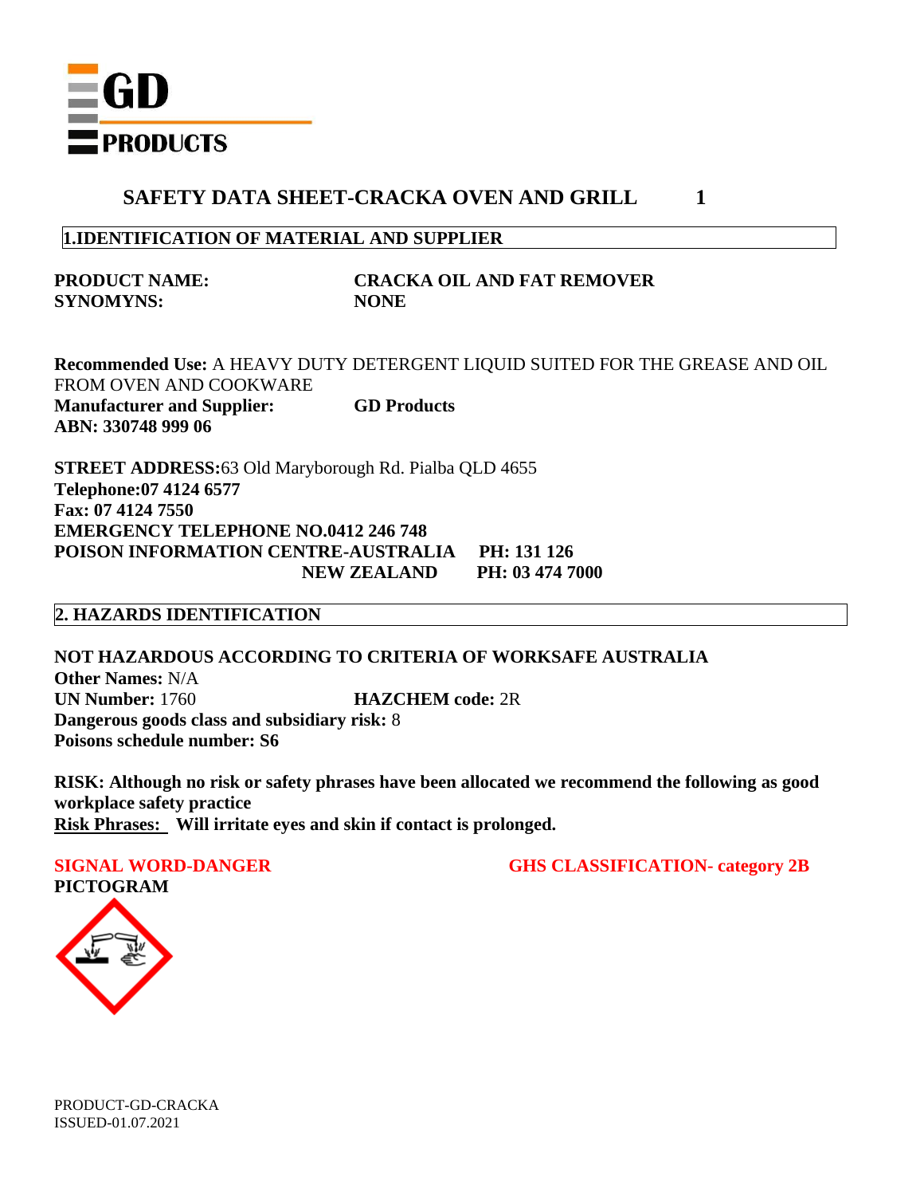GD PRODUCTS

# SAFETY DATA SHEET-CRACKA OVEN AND GRILL 1

## 1.IDENTIFICATION OF MATERIAL AND SUPPLIER

**PRODUCT NAME:** **CRACKA OIL AND FAT REMOVER**
**SYNOMYNS:** **NONE**

**Recommended Use:** A HEAVY DUTY DETERGENT LIQUID SUITED FOR THE GREASE AND OIL FROM OVEN AND COOKWARE
**Manufacturer and Supplier:** **GD Products**
**ABN: 330748 999 06**

**STREET ADDRESS:**63 Old Maryborough Rd. Pialba QLD 4655
**Telephone:07 4124 6577**
**Fax: 07 4124 7550**
**EMERGENCY TELEPHONE NO.0412 246 748**
**POISON INFORMATION CENTRE-AUSTRALIA PH: 131 126**
**NEW ZEALAND PH: 03 474 7000**

## 2. HAZARDS IDENTIFICATION

**NOT HAZARDOUS ACCORDING TO CRITERIA OF WORKSAFE AUSTRALIA**
**Other Names:** N/A
**UN Number:** 1760 **HAZCHEM code:** 2R
**Dangerous goods class and subsidiary risk:** 8
**Poisons schedule number: S6**

**RISK: Although no risk or safety phrases have been allocated we recommend the following as good workplace safety practice**
**Risk Phrases:** **Will irritate eyes and skin if contact is prolonged.**

**SIGNAL WORD-DANGER** **GHS CLASSIFICATION- category 2B**
**PICTOGRAM**

PRODUCT-GD-CRACKA
ISSUED-01.07.2021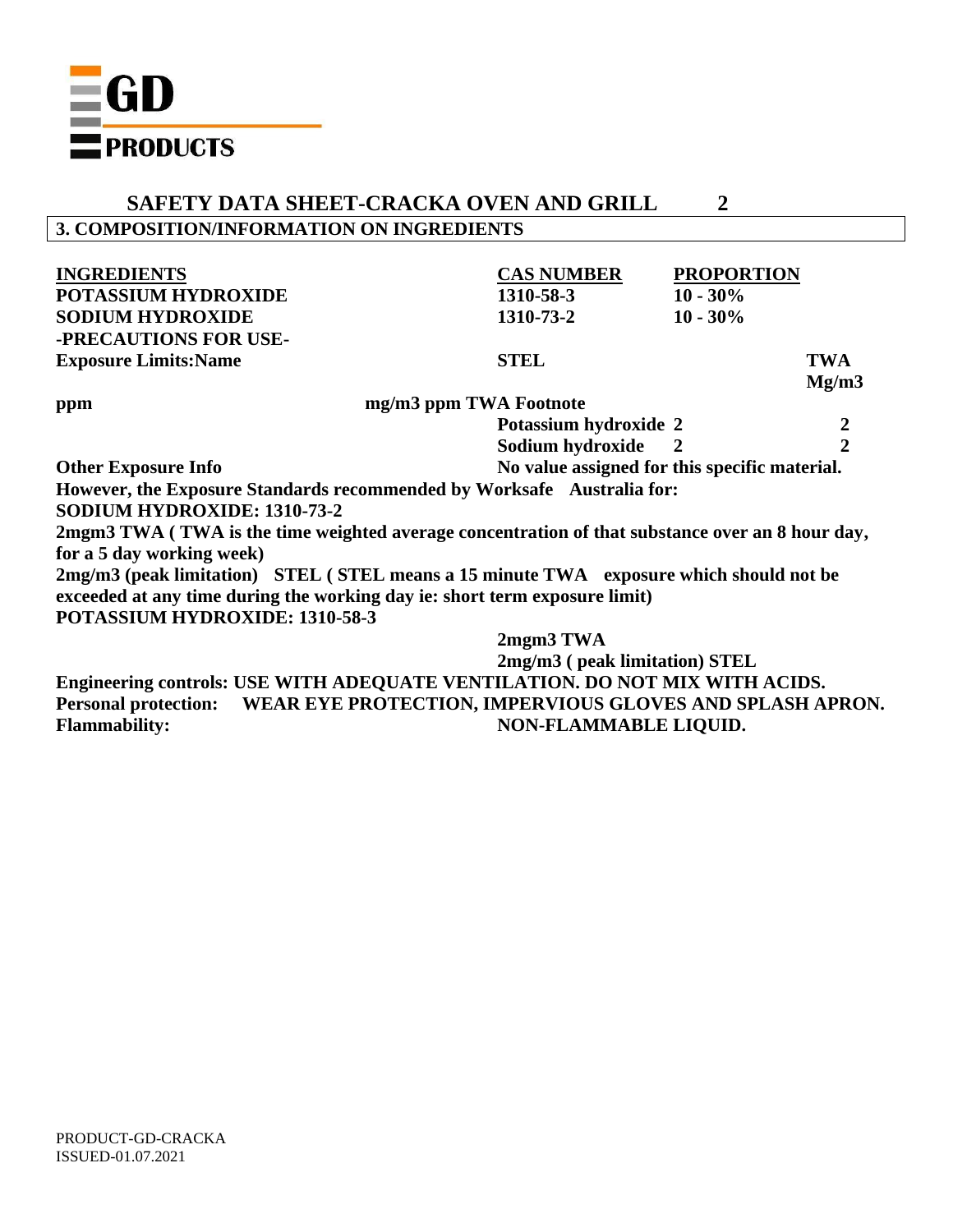**GD PRODUCTS**

## SAFETY DATA SHEET-CRACKA OVEN AND GRILL

### 3. COMPOSITION/INFORMATION ON INGREDIENTS

| INGREDIENTS | CAS NUMBER | PROPORTION |
|---|---|---|
| POTASSIUM HYDROXIDE | 1310-58-3 | 10 - 30% |
| SODIUM HYDROXIDE | 1310-73-2 | 10 - 30% |

**-PRECAUTIONS FOR USE-**

| Exposure Limits:Name | STEL | | TWA Mg/m3 |
|---|---|---|---|
| ppm | mg/m3 ppm TWA Footnote | | |
| | Potassium hydroxide | 2 | 2 |
| | Sodium hydroxide | 2 | 2 |

**Other Exposure Info** — No value assigned for this specific material.

**However, the Exposure Standards recommended by Worksafe Australia for:**

**SODIUM HYDROXIDE: 1310-73-2**

**2mgm3 TWA ( TWA is the time weighted average concentration of that substance over an 8 hour day, for a 5 day working week)**

**2mg/m3 (peak limitation) STEL ( STEL means a 15 minute TWA exposure which should not be exceeded at any time during the working day ie: short term exposure limit)**

**POTASSIUM HYDROXIDE: 1310-58-3**

**2mgm3 TWA**

**2mg/m3 ( peak limitation) STEL**

**Engineering controls:** USE WITH ADEQUATE VENTILATION. DO NOT MIX WITH ACIDS.

**Personal protection:** WEAR EYE PROTECTION, IMPERVIOUS GLOVES AND SPLASH APRON.

**Flammability:** NON-FLAMMABLE LIQUID.

PRODUCT-GD-CRACKA
ISSUED-01.07.2021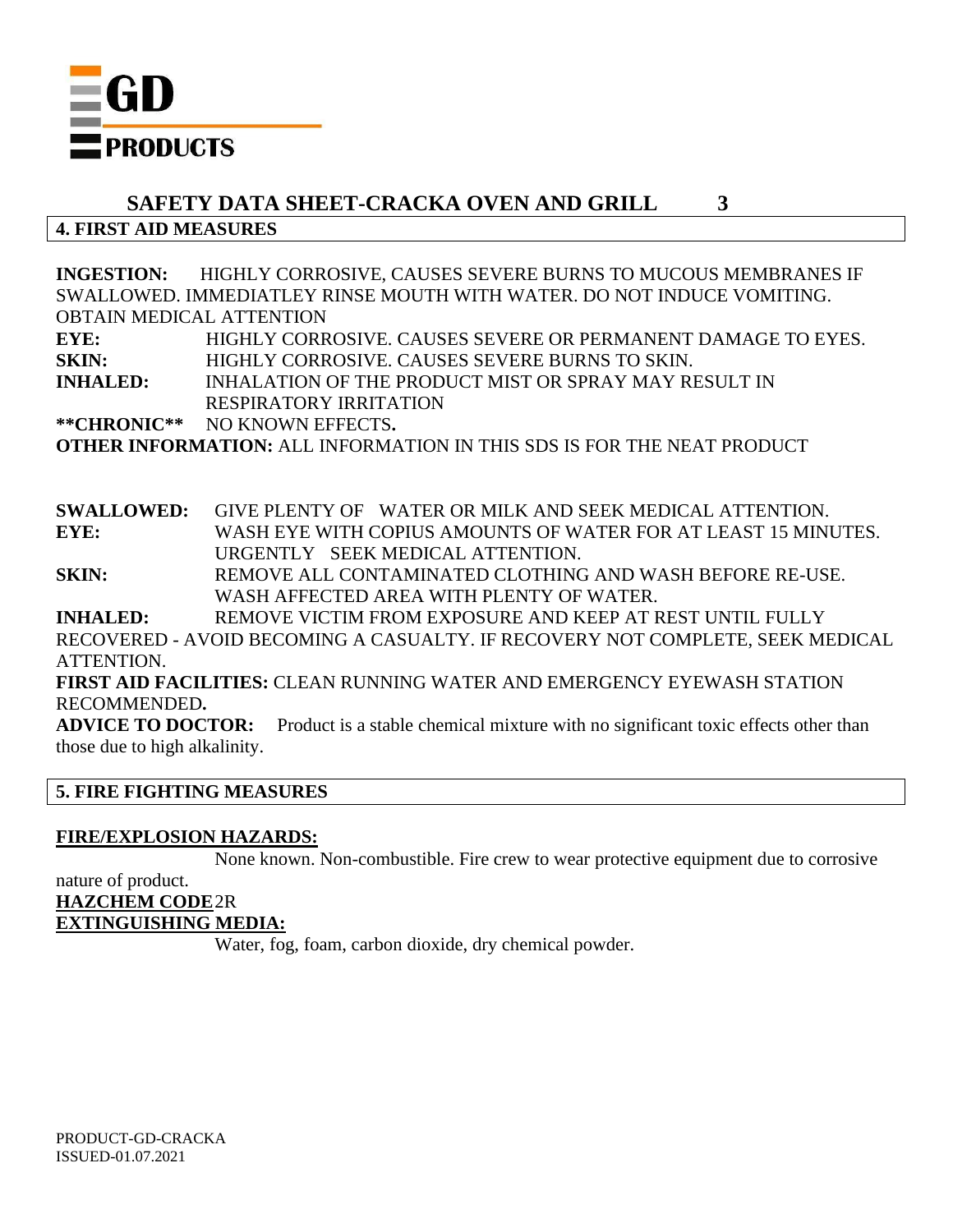**GD PRODUCTS**

## SAFETY DATA SHEET-CRACKA OVEN AND GRILL

## 4. FIRST AID MEASURES

**INGESTION:** HIGHLY CORROSIVE, CAUSES SEVERE BURNS TO MUCOUS MEMBRANES IF SWALLOWED. IMMEDIATLEY RINSE MOUTH WITH WATER. DO NOT INDUCE VOMITING. OBTAIN MEDICAL ATTENTION

**EYE:** HIGHLY CORROSIVE. CAUSES SEVERE OR PERMANENT DAMAGE TO EYES.

**SKIN:** HIGHLY CORROSIVE. CAUSES SEVERE BURNS TO SKIN.

**INHALED:** INHALATION OF THE PRODUCT MIST OR SPRAY MAY RESULT IN RESPIRATORY IRRITATION

****CHRONIC**** NO KNOWN EFFECTS**.**

**OTHER INFORMATION:** ALL INFORMATION IN THIS SDS IS FOR THE NEAT PRODUCT

**SWALLOWED:** GIVE PLENTY OF WATER OR MILK AND SEEK MEDICAL ATTENTION.

**EYE:** WASH EYE WITH COPIUS AMOUNTS OF WATER FOR AT LEAST 15 MINUTES. URGENTLY SEEK MEDICAL ATTENTION.

**SKIN:** REMOVE ALL CONTAMINATED CLOTHING AND WASH BEFORE RE-USE. WASH AFFECTED AREA WITH PLENTY OF WATER.

**INHALED:** REMOVE VICTIM FROM EXPOSURE AND KEEP AT REST UNTIL FULLY RECOVERED - AVOID BECOMING A CASUALTY. IF RECOVERY NOT COMPLETE, SEEK MEDICAL ATTENTION.

**FIRST AID FACILITIES:** CLEAN RUNNING WATER AND EMERGENCY EYEWASH STATION RECOMMENDED**.**

**ADVICE TO DOCTOR:** Product is a stable chemical mixture with no significant toxic effects other than those due to high alkalinity.

## 5. FIRE FIGHTING MEASURES

**FIRE/EXPLOSION HAZARDS:**

None known. Non-combustible. Fire crew to wear protective equipment due to corrosive nature of product.

**HAZCHEM CODE** 2R

**EXTINGUISHING MEDIA:**

Water, fog, foam, carbon dioxide, dry chemical powder.

PRODUCT-GD-CRACKA
ISSUED-01.07.2021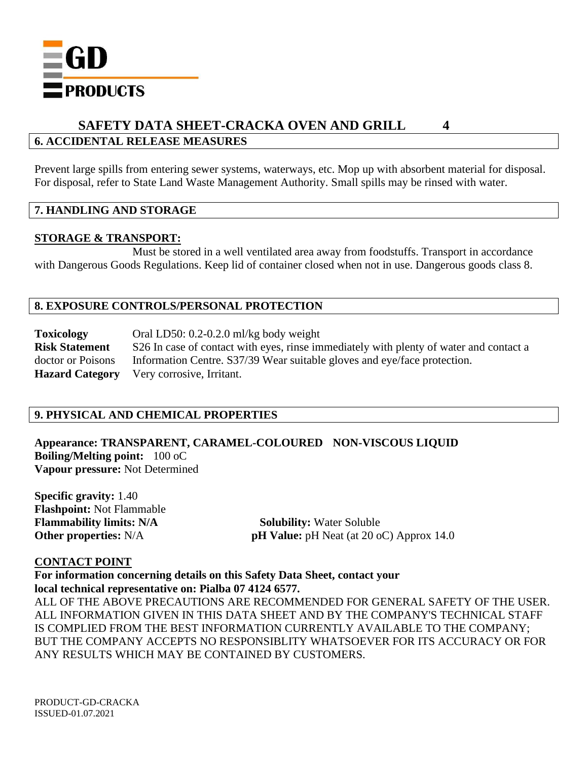**GD PRODUCTS**

# SAFETY DATA SHEET-CRACKA OVEN AND GRILL

## 6. ACCIDENTAL RELEASE MEASURES

Prevent large spills from entering sewer systems, waterways, etc. Mop up with absorbent material for disposal. For disposal, refer to State Land Waste Management Authority. Small spills may be rinsed with water.

## 7. HANDLING AND STORAGE

**STORAGE & TRANSPORT:**

Must be stored in a well ventilated area away from foodstuffs. Transport in accordance with Dangerous Goods Regulations. Keep lid of container closed when not in use. Dangerous goods class 8.

## 8. EXPOSURE CONTROLS/PERSONAL PROTECTION

**Toxicology** Oral LD50: 0.2-0.2.0 ml/kg body weight

**Risk Statement** S26 In case of contact with eyes, rinse immediately with plenty of water and contact a doctor or Poisons Information Centre. S37/39 Wear suitable gloves and eye/face protection.

**Hazard Category** Very corrosive, Irritant.

## 9. PHYSICAL AND CHEMICAL PROPERTIES

**Appearance: TRANSPARENT, CARAMEL-COLOURED NON-VISCOUS LIQUID**
**Boiling/Melting point:** 100 oC
**Vapour pressure:** Not Determined

**Specific gravity:** 1.40
**Flashpoint:** Not Flammable
**Flammability limits: N/A**
**Other properties:** N/A
**Solubility:** Water Soluble
**pH Value:** pH Neat (at 20 oC) Approx 14.0

**CONTACT POINT**

**For information concerning details on this Safety Data Sheet, contact your local technical representative on: Pialba 07 4124 6577.**

ALL OF THE ABOVE PRECAUTIONS ARE RECOMMENDED FOR GENERAL SAFETY OF THE USER. ALL INFORMATION GIVEN IN THIS DATA SHEET AND BY THE COMPANY'S TECHNICAL STAFF IS COMPLIED FROM THE BEST INFORMATION CURRENTLY AVAILABLE TO THE COMPANY; BUT THE COMPANY ACCEPTS NO RESPONSIBLITY WHATSOEVER FOR ITS ACCURACY OR FOR ANY RESULTS WHICH MAY BE CONTAINED BY CUSTOMERS.

PRODUCT-GD-CRACKA
ISSUED-01.07.2021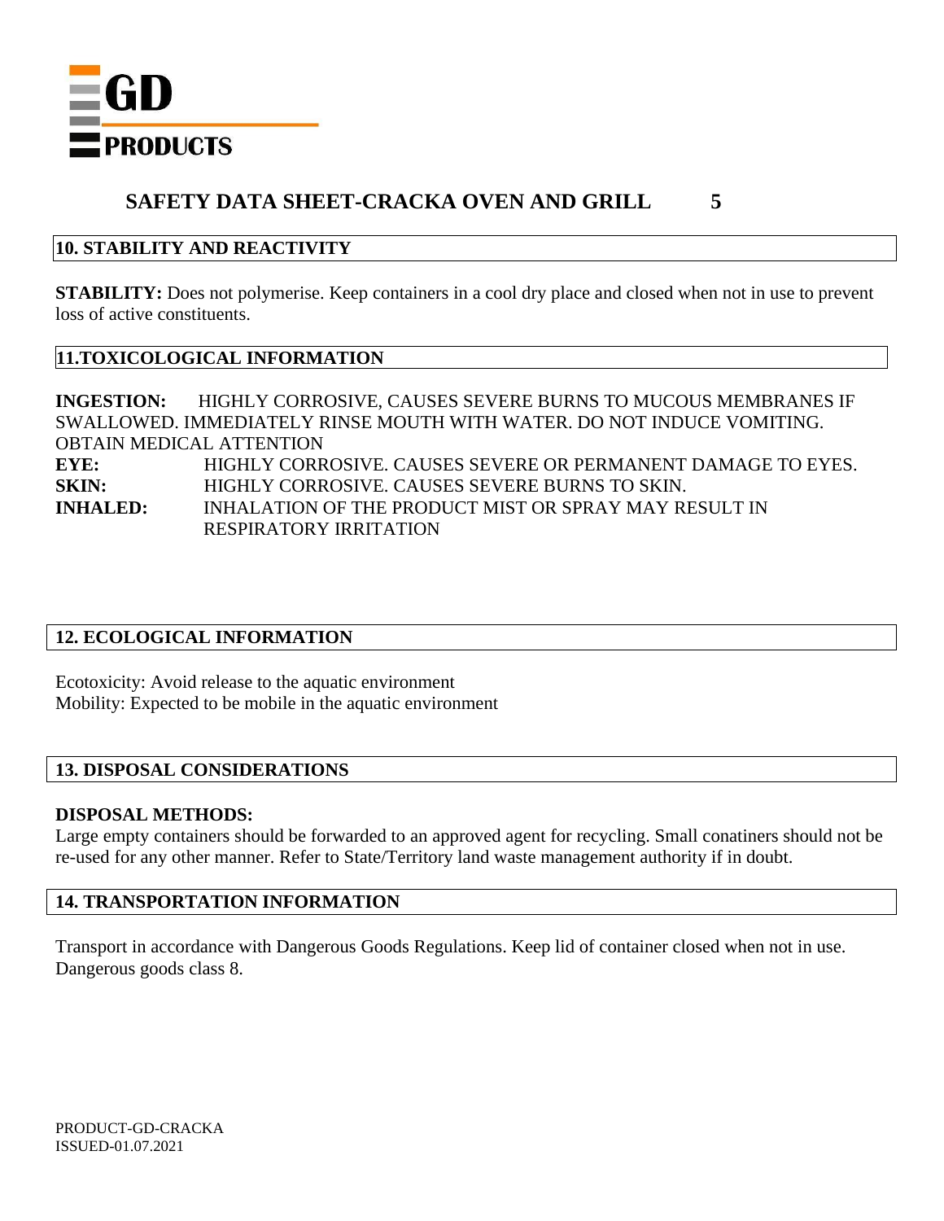**GD PRODUCTS**

# SAFETY DATA SHEET-CRACKA OVEN AND GRILL

## 10. STABILITY AND REACTIVITY

**STABILITY:** Does not polymerise. Keep containers in a cool dry place and closed when not in use to prevent loss of active constituents.

## 11.TOXICOLOGICAL INFORMATION

**INGESTION:** HIGHLY CORROSIVE, CAUSES SEVERE BURNS TO MUCOUS MEMBRANES IF SWALLOWED. IMMEDIATELY RINSE MOUTH WITH WATER. DO NOT INDUCE VOMITING. OBTAIN MEDICAL ATTENTION

**EYE:** HIGHLY CORROSIVE. CAUSES SEVERE OR PERMANENT DAMAGE TO EYES.

**SKIN:** HIGHLY CORROSIVE. CAUSES SEVERE BURNS TO SKIN.

**INHALED:** INHALATION OF THE PRODUCT MIST OR SPRAY MAY RESULT IN RESPIRATORY IRRITATION

## 12. ECOLOGICAL INFORMATION

Ecotoxicity: Avoid release to the aquatic environment
Mobility: Expected to be mobile in the aquatic environment

## 13. DISPOSAL CONSIDERATIONS

**DISPOSAL METHODS:**
Large empty containers should be forwarded to an approved agent for recycling. Small conatiners should not be re-used for any other manner. Refer to State/Territory land waste management authority if in doubt.

## 14. TRANSPORTATION INFORMATION

Transport in accordance with Dangerous Goods Regulations. Keep lid of container closed when not in use. Dangerous goods class 8.

PRODUCT-GD-CRACKA
ISSUED-01.07.2021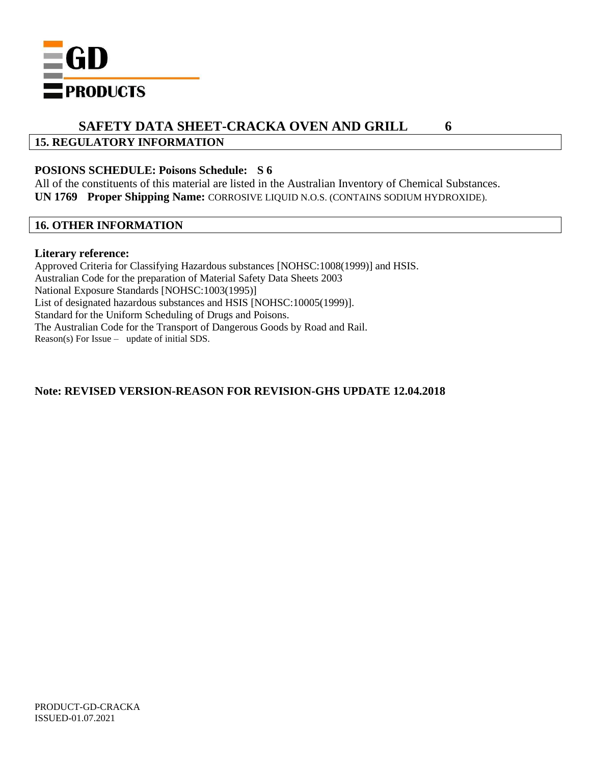## 15. REGULATORY INFORMATION

**POSIONS SCHEDULE: Poisons Schedule: S 6**

All of the constituents of this material are listed in the Australian Inventory of Chemical Substances.

**UN 1769 Proper Shipping Name:** CORROSIVE LIQUID N.O.S. (CONTAINS SODIUM HYDROXIDE).

## 16. OTHER INFORMATION

**Literary reference:**

Approved Criteria for Classifying Hazardous substances [NOHSC:1008(1999)] and HSIS.
Australian Code for the preparation of Material Safety Data Sheets 2003
National Exposure Standards [NOHSC:1003(1995)]
List of designated hazardous substances and HSIS [NOHSC:10005(1999)].
Standard for the Uniform Scheduling of Drugs and Poisons.
The Australian Code for the Transport of Dangerous Goods by Road and Rail.
Reason(s) For Issue – update of initial SDS.

**Note: REVISED VERSION-REASON FOR REVISION-GHS UPDATE 12.04.2018**